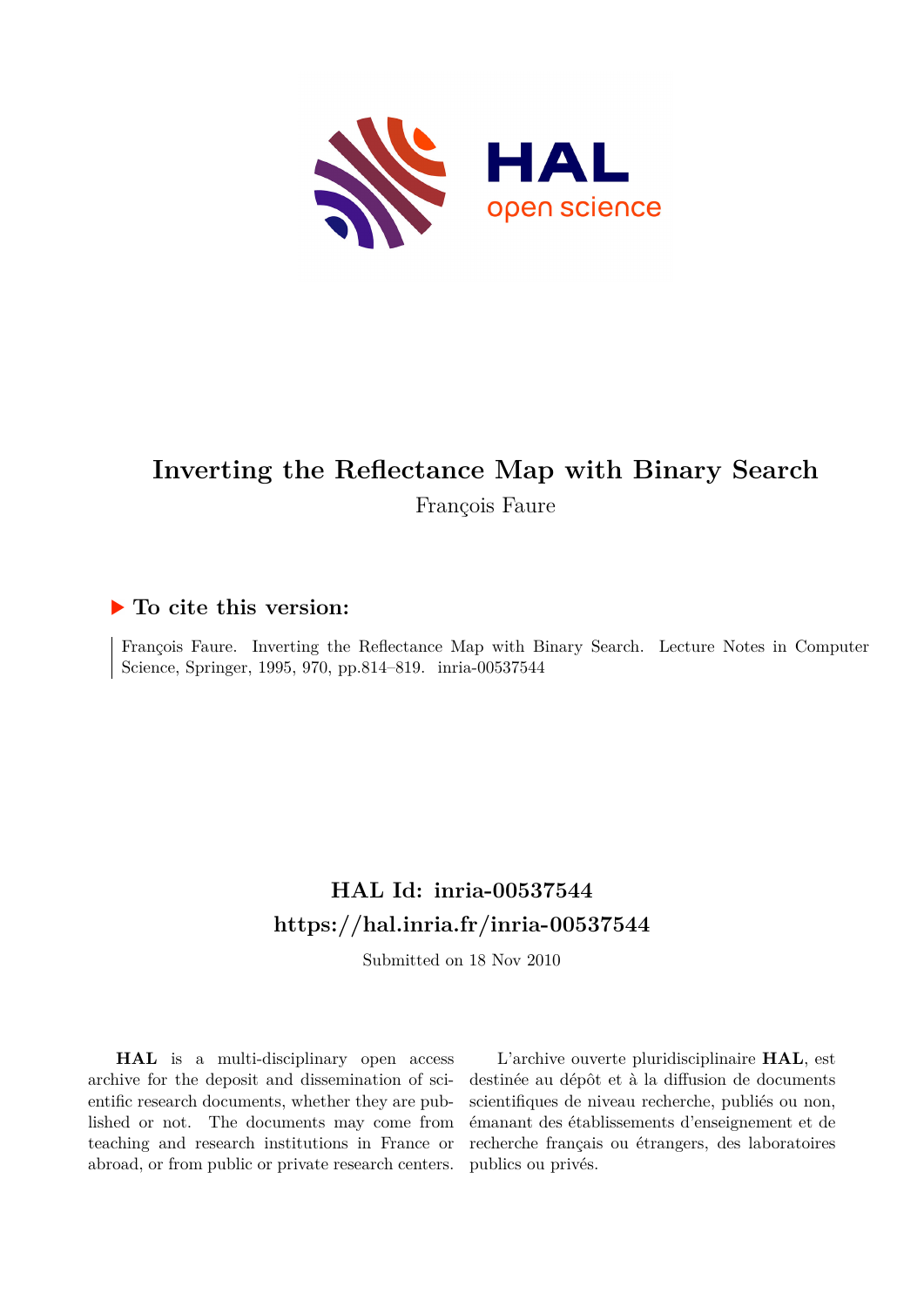# Inverting the Reflectance Map with Binary Search

François Faure

## To cite this version:

François Faure. Inverting the Reflectance Map with Binary Search. Lecture Notes in Computer Science, Springer, 1995, 970, pp.814–819. inria-00537544

## HAL Id: inria-00537544

## https://hal.inria.fr/inria-00537544

Submitted on 18 Nov 2010

**HAL** is a multi-disciplinary open access archive for the deposit and dissemination of scientific research documents, whether they are published or not. The documents may come from teaching and research institutions in France or abroad, or from public or private research centers.

L'archive ouverte pluridisciplinaire **HAL**, est destinée au dépôt et à la diffusion de documents scientifiques de niveau recherche, publiés ou non, émanant des établissements d'enseignement et de recherche français ou étrangers, des laboratoires publics ou privés.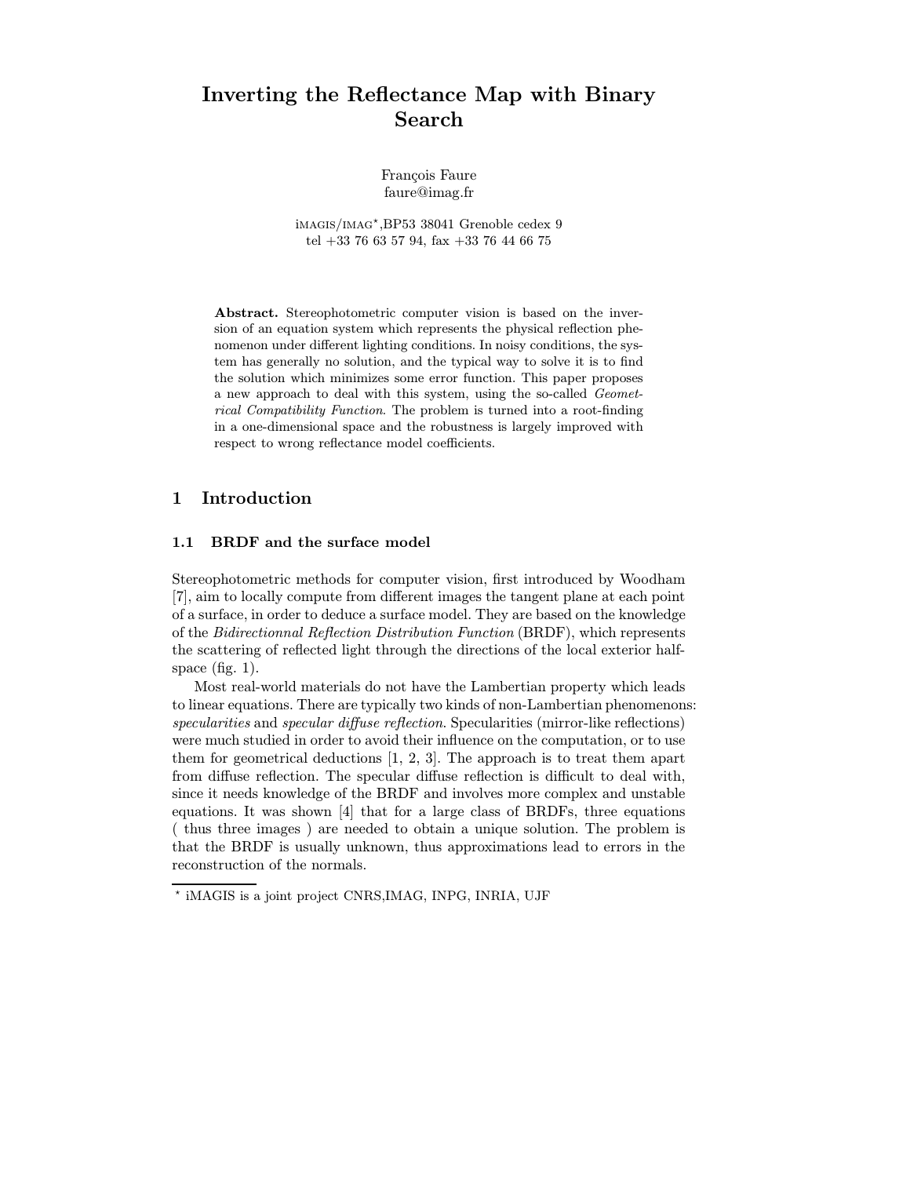# Inverting the Reflectance Map with Binary Search

François Faure
faure@imag.fr

iMAGIS/IMAG*,BP53 38041 Grenoble cedex 9
tel +33 76 63 57 94, fax +33 76 44 66 75

**Abstract.** Stereophotometric computer vision is based on the inversion of an equation system which represents the physical reflection phenomenon under different lighting conditions. In noisy conditions, the system has generally no solution, and the typical way to solve it is to find the solution which minimizes some error function. This paper proposes a new approach to deal with this system, using the so-called *Geometrical Compatibility Function*. The problem is turned into a root-finding in a one-dimensional space and the robustness is largely improved with respect to wrong reflectance model coefficients.

## 1 Introduction

### 1.1 BRDF and the surface model

Stereophotometric methods for computer vision, first introduced by Woodham [7], aim to locally compute from different images the tangent plane at each point of a surface, in order to deduce a surface model. They are based on the knowledge of the *Bidirectionnal Reflection Distribution Function* (BRDF), which represents the scattering of reflected light through the directions of the local exterior half-space (fig. 1).

Most real-world materials do not have the Lambertian property which leads to linear equations. There are typically two kinds of non-Lambertian phenomenons: *specularities* and *specular diffuse reflection*. Specularities (mirror-like reflections) were much studied in order to avoid their influence on the computation, or to use them for geometrical deductions [1, 2, 3]. The approach is to treat them apart from diffuse reflection. The specular diffuse reflection is difficult to deal with, since it needs knowledge of the BRDF and involves more complex and unstable equations. It was shown [4] that for a large class of BRDFs, three equations ( thus three images ) are needed to obtain a unique solution. The problem is that the BRDF is usually unknown, thus approximations lead to errors in the reconstruction of the normals.

* iMAGIS is a joint project CNRS,IMAG, INPG, INRIA, UJF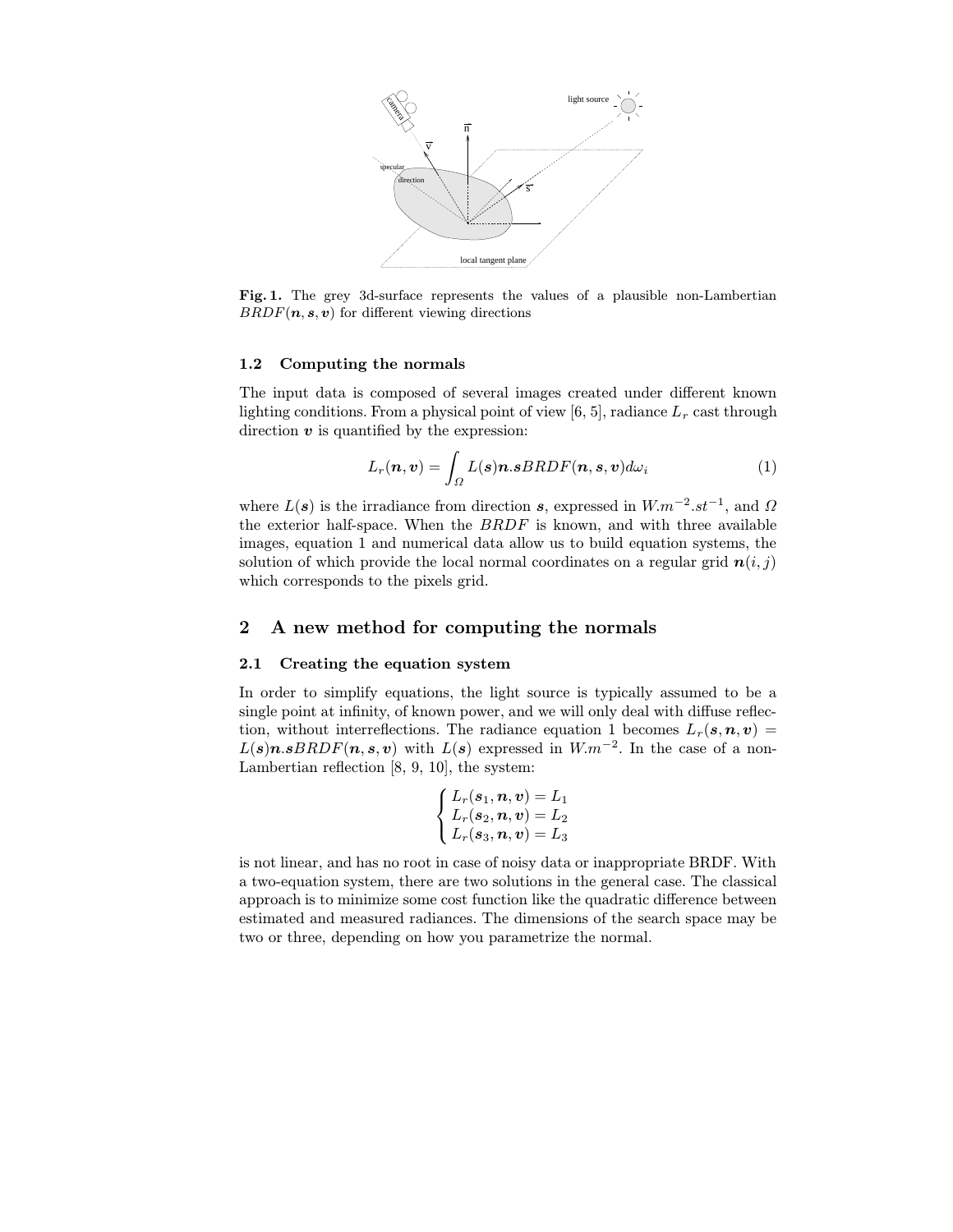**Fig. 1.** The grey 3d-surface represents the values of a plausible non-Lambertian $BRDF(\boldsymbol{n}, \boldsymbol{s}, \boldsymbol{v})$ for different viewing directions

### 1.2 Computing the normals

The input data is composed of several images created under different known lighting conditions. From a physical point of view [6, 5], radiance $L_r$ cast through direction $\boldsymbol{v}$ is quantified by the expression:

$$L_r(\boldsymbol{n}, \boldsymbol{v}) = \int_{\Omega} L(\boldsymbol{s})\boldsymbol{n}.\boldsymbol{s}BRDF(\boldsymbol{n}, \boldsymbol{s}, \boldsymbol{v})d\omega_i \tag{1}$$

where $L(\boldsymbol{s})$ is the irradiance from direction $\boldsymbol{s}$, expressed in $W.m^{-2}.st^{-1}$, and $\Omega$ the exterior half-space. When the $BRDF$ is known, and with three available images, equation 1 and numerical data allow us to build equation systems, the solution of which provide the local normal coordinates on a regular grid $\boldsymbol{n}(i, j)$ which corresponds to the pixels grid.

## 2 A new method for computing the normals

### 2.1 Creating the equation system

In order to simplify equations, the light source is typically assumed to be a single point at infinity, of known power, and we will only deal with diffuse reflection, without interreflections. The radiance equation 1 becomes $L_r(\boldsymbol{s}, \boldsymbol{n}, \boldsymbol{v}) = L(\boldsymbol{s})\boldsymbol{n}.\boldsymbol{s}BRDF(\boldsymbol{n}, \boldsymbol{s}, \boldsymbol{v})$ with $L(\boldsymbol{s})$ expressed in $W.m^{-2}$. In the case of a non-Lambertian reflection [8, 9, 10], the system:

$$\begin{cases} L_r(\boldsymbol{s}_1, \boldsymbol{n}, \boldsymbol{v}) = L_1 \\ L_r(\boldsymbol{s}_2, \boldsymbol{n}, \boldsymbol{v}) = L_2 \\ L_r(\boldsymbol{s}_3, \boldsymbol{n}, \boldsymbol{v}) = L_3 \end{cases}$$

is not linear, and has no root in case of noisy data or inappropriate BRDF. With a two-equation system, there are two solutions in the general case. The classical approach is to minimize some cost function like the quadratic difference between estimated and measured radiances. The dimensions of the search space may be two or three, depending on how you parametrize the normal.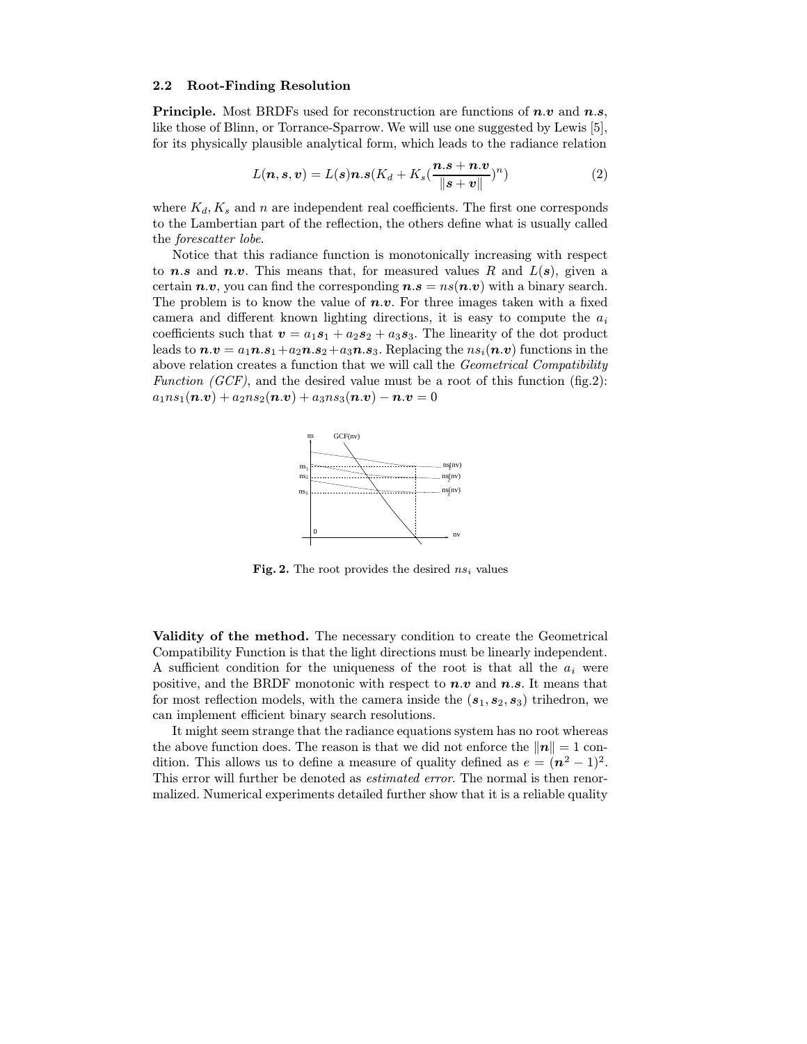### 2.2 Root-Finding Resolution

**Principle.** Most BRDFs used for reconstruction are functions of $\boldsymbol{n}.\boldsymbol{v}$ and $\boldsymbol{n}.\boldsymbol{s}$, like those of Blinn, or Torrance-Sparrow. We will use one suggested by Lewis [5], for its physically plausible analytical form, which leads to the radiance relation

$$L(\boldsymbol{n},\boldsymbol{s},\boldsymbol{v}) = L(\boldsymbol{s})\boldsymbol{n}.\boldsymbol{s}(K_d + K_s(\frac{\boldsymbol{n}.\boldsymbol{s}+\boldsymbol{n}.\boldsymbol{v}}{\|\boldsymbol{s}+\boldsymbol{v}\|})^n) \tag{2}$$

where $K_d, K_s$ and $n$ are independent real coefficients. The first one corresponds to the Lambertian part of the reflection, the others define what is usually called the *forescatter lobe*.

Notice that this radiance function is monotonically increasing with respect to $\boldsymbol{n}.\boldsymbol{s}$ and $\boldsymbol{n}.\boldsymbol{v}$. This means that, for measured values $R$ and $L(\boldsymbol{s})$, given a certain $\boldsymbol{n}.\boldsymbol{v}$, you can find the corresponding $\boldsymbol{n}.\boldsymbol{s} = ns(\boldsymbol{n}.\boldsymbol{v})$ with a binary search. The problem is to know the value of $\boldsymbol{n}.\boldsymbol{v}$. For three images taken with a fixed camera and different known lighting directions, it is easy to compute the $a_i$ coefficients such that $\boldsymbol{v} = a_1\boldsymbol{s}_1 + a_2\boldsymbol{s}_2 + a_3\boldsymbol{s}_3$. The linearity of the dot product leads to $\boldsymbol{n}.\boldsymbol{v} = a_1\boldsymbol{n}.\boldsymbol{s}_1 + a_2\boldsymbol{n}.\boldsymbol{s}_2 + a_3\boldsymbol{n}.\boldsymbol{s}_3$. Replacing the $ns_i(\boldsymbol{n}.\boldsymbol{v})$ functions in the above relation creates a function that we will call the *Geometrical Compatibility Function (GCF)*, and the desired value must be a root of this function (fig.2): $a_1 ns_1(\boldsymbol{n}.\boldsymbol{v}) + a_2 ns_2(\boldsymbol{n}.\boldsymbol{v}) + a_3 ns_3(\boldsymbol{n}.\boldsymbol{v}) - \boldsymbol{n}.\boldsymbol{v} = 0$

**Fig. 2.** The root provides the desired $ns_i$ values

**Validity of the method.** The necessary condition to create the Geometrical Compatibility Function is that the light directions must be linearly independent. A sufficient condition for the uniqueness of the root is that all the $a_i$ were positive, and the BRDF monotonic with respect to $\boldsymbol{n}.\boldsymbol{v}$ and $\boldsymbol{n}.\boldsymbol{s}$. It means that for most reflection models, with the camera inside the $(\boldsymbol{s}_1, \boldsymbol{s}_2, \boldsymbol{s}_3)$ trihedron, we can implement efficient binary search resolutions.

It might seem strange that the radiance equations system has no root whereas the above function does. The reason is that we did not enforce the $\|\boldsymbol{n}\| = 1$ condition. This allows us to define a measure of quality defined as $e = (\boldsymbol{n}^2 - 1)^2$. This error will further be denoted as *estimated error*. The normal is then renormalized. Numerical experiments detailed further show that it is a reliable quality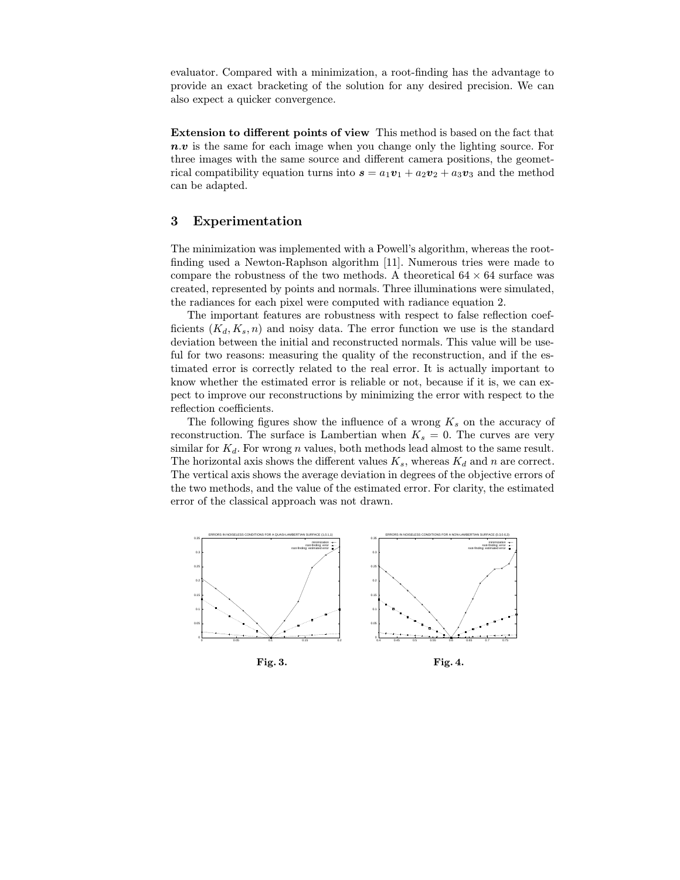evaluator. Compared with a minimization, a root-finding has the advantage to provide an exact bracketing of the solution for any desired precision. We can also expect a quicker convergence.

**Extension to different points of view** This method is based on the fact that $\boldsymbol{n}.\boldsymbol{v}$ is the same for each image when you change only the lighting source. For three images with the same source and different camera positions, the geometrical compatibility equation turns into $\boldsymbol{s} = a_1\boldsymbol{v}_1 + a_2\boldsymbol{v}_2 + a_3\boldsymbol{v}_3$ and the method can be adapted.

## 3 Experimentation

The minimization was implemented with a Powell's algorithm, whereas the root-finding used a Newton-Raphson algorithm [11]. Numerous tries were made to compare the robustness of the two methods. A theoretical $64 \times 64$ surface was created, represented by points and normals. Three illuminations were simulated, the radiances for each pixel were computed with radiance equation 2.

The important features are robustness with respect to false reflection coefficients $(K_d, K_s, n)$ and noisy data. The error function we use is the standard deviation between the initial and reconstructed normals. This value will be useful for two reasons: measuring the quality of the reconstruction, and if the estimated error is correctly related to the real error. It is actually important to know whether the estimated error is reliable or not, because if it is, we can expect to improve our reconstructions by minimizing the error with respect to the reflection coefficients.

The following figures show the influence of a wrong $K_s$ on the accuracy of reconstruction. The surface is Lambertian when $K_s = 0$. The curves are very similar for $K_d$. For wrong $n$ values, both methods lead almost to the same result. The horizontal axis shows the different values $K_s$, whereas $K_d$ and $n$ are correct. The vertical axis shows the average deviation in degrees of the objective errors of the two methods, and the value of the estimated error. For clarity, the estimated error of the classical approach was not drawn.

**Fig. 3.**

**Fig. 4.**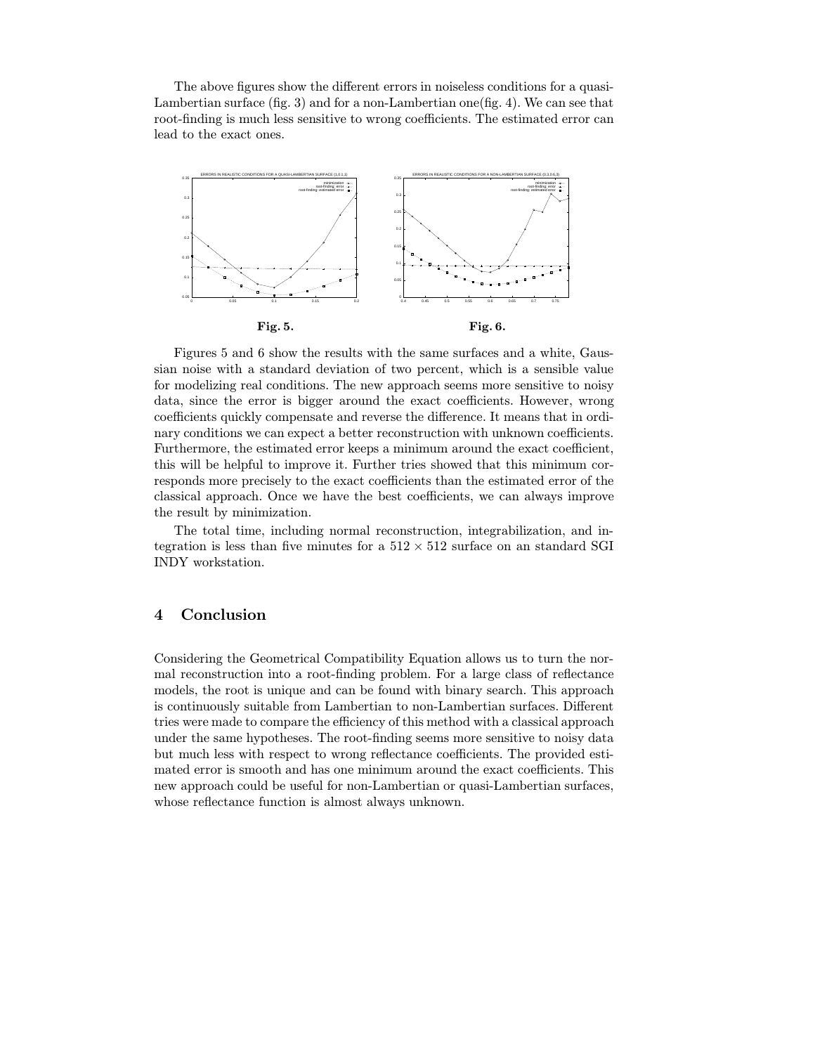The above figures show the different errors in noiseless conditions for a quasi-Lambertian surface (fig. 3) and for a non-Lambertian one(fig. 4). We can see that root-finding is much less sensitive to wrong coefficients. The estimated error can lead to the exact ones.

**Fig. 5.**

**Fig. 6.**

Figures 5 and 6 show the results with the same surfaces and a white, Gaussian noise with a standard deviation of two percent, which is a sensible value for modelizing real conditions. The new approach seems more sensitive to noisy data, since the error is bigger around the exact coefficients. However, wrong coefficients quickly compensate and reverse the difference. It means that in ordinary conditions we can expect a better reconstruction with unknown coefficients. Furthermore, the estimated error keeps a minimum around the exact coefficient, this will be helpful to improve it. Further tries showed that this minimum corresponds more precisely to the exact coefficients than the estimated error of the classical approach. Once we have the best coefficients, we can always improve the result by minimization.

The total time, including normal reconstruction, integrabilization, and integration is less than five minutes for a $512 \times 512$ surface on an standard SGI INDY workstation.

## 4 Conclusion

Considering the Geometrical Compatibility Equation allows us to turn the normal reconstruction into a root-finding problem. For a large class of reflectance models, the root is unique and can be found with binary search. This approach is continuously suitable from Lambertian to non-Lambertian surfaces. Different tries were made to compare the efficiency of this method with a classical approach under the same hypotheses. The root-finding seems more sensitive to noisy data but much less with respect to wrong reflectance coefficients. The provided estimated error is smooth and has one minimum around the exact coefficients. This new approach could be useful for non-Lambertian or quasi-Lambertian surfaces, whose reflectance function is almost always unknown.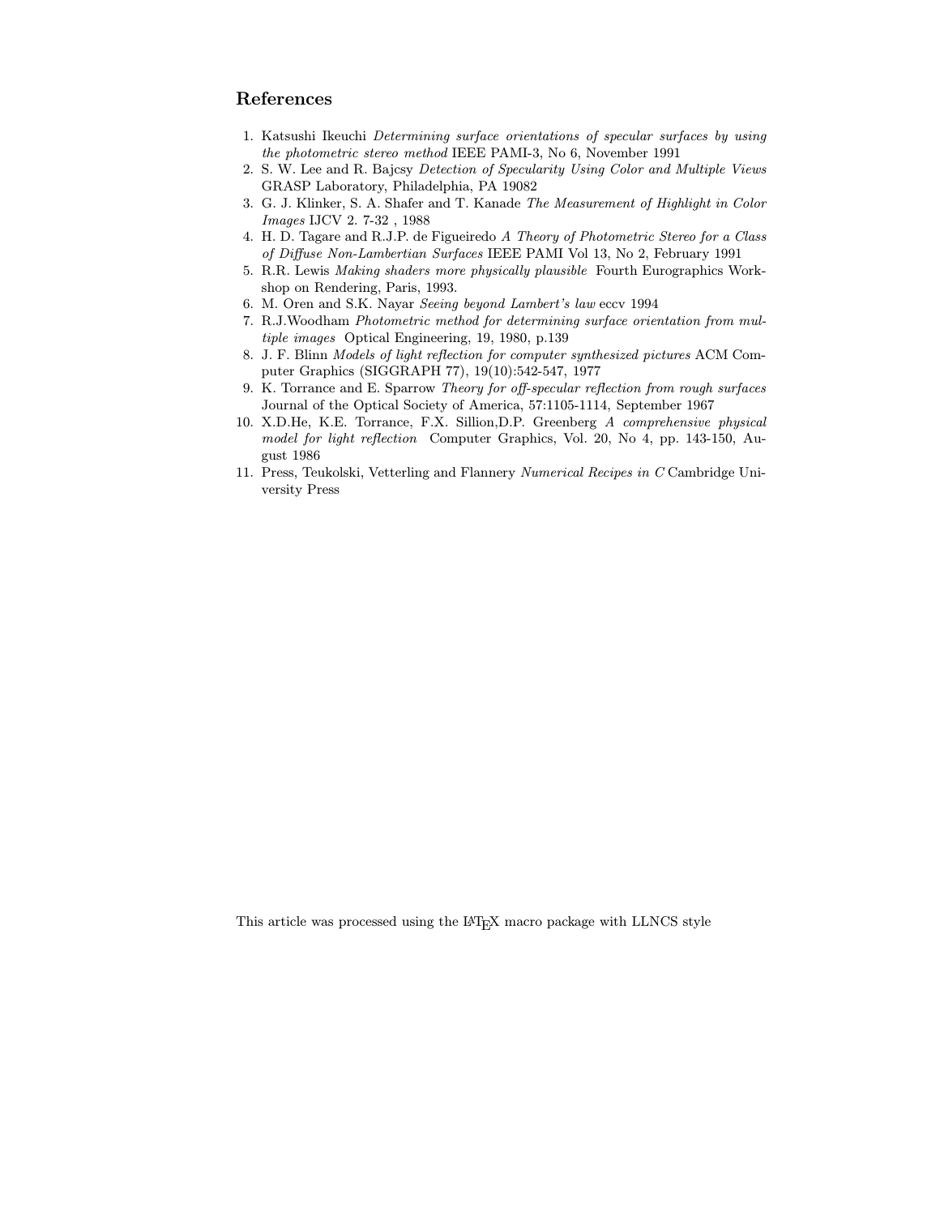## References

1. Katsushi Ikeuchi *Determining surface orientations of specular surfaces by using the photometric stereo method* IEEE PAMI-3, No 6, November 1991
2. S. W. Lee and R. Bajcsy *Detection of Specularity Using Color and Multiple Views* GRASP Laboratory, Philadelphia, PA 19082
3. G. J. Klinker, S. A. Shafer and T. Kanade *The Measurement of Highlight in Color Images* IJCV 2. 7-32 , 1988
4. H. D. Tagare and R.J.P. de Figueiredo *A Theory of Photometric Stereo for a Class of Diffuse Non-Lambertian Surfaces* IEEE PAMI Vol 13, No 2, February 1991
5. R.R. Lewis *Making shaders more physically plausible* Fourth Eurographics Workshop on Rendering, Paris, 1993.
6. M. Oren and S.K. Nayar *Seeing beyond Lambert's law* eccv 1994
7. R.J.Woodham *Photometric method for determining surface orientation from multiple images* Optical Engineering, 19, 1980, p.139
8. J. F. Blinn *Models of light reflection for computer synthesized pictures* ACM Computer Graphics (SIGGRAPH 77), 19(10):542-547, 1977
9. K. Torrance and E. Sparrow *Theory for off-specular reflection from rough surfaces* Journal of the Optical Society of America, 57:1105-1114, September 1967
10. X.D.He, K.E. Torrance, F.X. Sillion,D.P. Greenberg *A comprehensive physical model for light reflection* Computer Graphics, Vol. 20, No 4, pp. 143-150, August 1986
11. Press, Teukolski, Vetterling and Flannery *Numerical Recipes in C* Cambridge University Press

This article was processed using the LaTeX macro package with LLNCS style